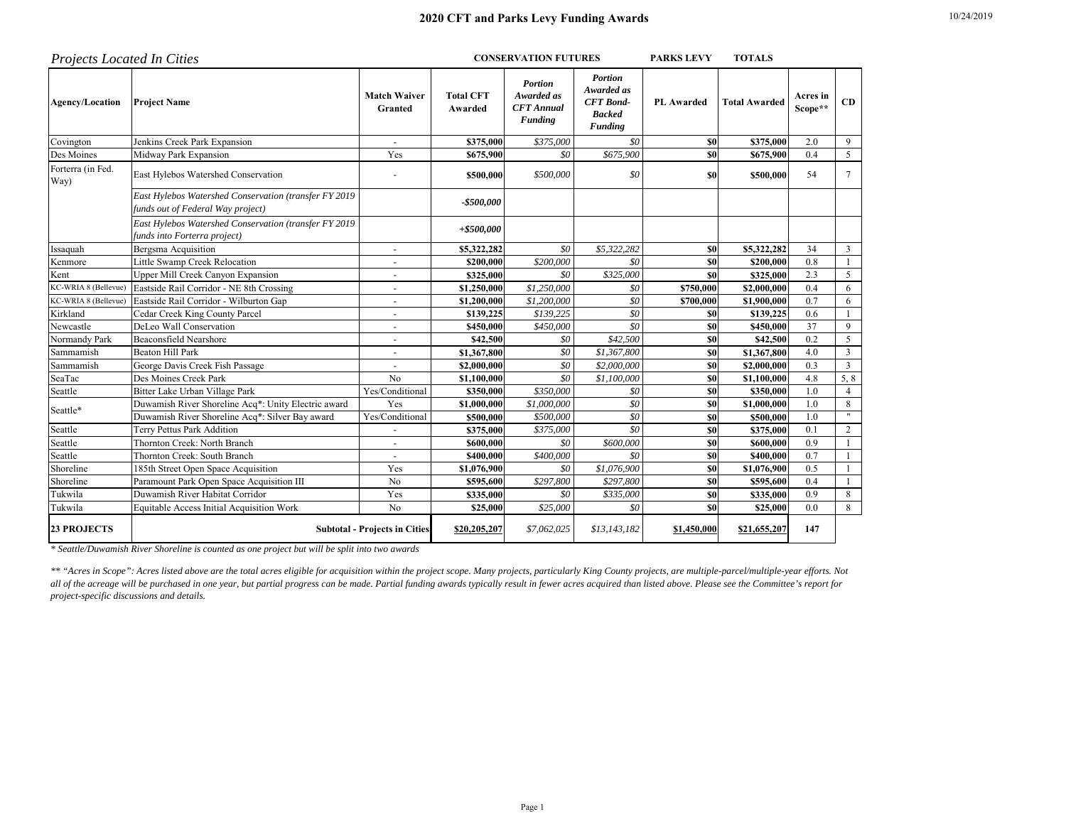# 2020 CFT and Parks Levy Funding Awards

10/24/2019

## Projects Located In Cities

| | | | CONSERVATION FUTURES | | | PARKS LEVY | TOTALS | | |
|---|---|---|---|---|---|---|---|---|---|
| **Agency/Location** | **Project Name** | **Match Waiver Granted** | **Total CFT Awarded** | ***Portion Awarded as CFT Annual Funding*** | ***Portion Awarded as CFT Bond-Backed Funding*** | **PL Awarded** | **Total Awarded** | **Acres in Scope\*\*** | **CD** |
| Covington | Jenkins Creek Park Expansion | - | **$375,000** | *$375,000* | *$0* | **$0** | **$375,000** | 2.0 | 9 |
| Des Moines | Midway Park Expansion | Yes | **$675,900** | *$0* | *$675,900* | **$0** | **$675,900** | 0.4 | 5 |
| Forterra (in Fed. Way) | East Hylebos Watershed Conservation | - | **$500,000** | *$500,000* | *$0* | **$0** | **$500,000** | 54 | 7 |
| | *East Hylebos Watershed Conservation (transfer FY 2019 funds out of Federal Way project)* | | *-$500,000* | | | | | | |
| | *East Hylebos Watershed Conservation (transfer FY 2019 funds into Forterra project)* | | *+$500,000* | | | | | | |
| Issaquah | Bergsma Acquisition | - | **$5,322,282** | *$0* | *$5,322,282* | **$0** | **$5,322,282** | 34 | 3 |
| Kenmore | Little Swamp Creek Relocation | - | **$200,000** | *$200,000* | *$0* | **$0** | **$200,000** | 0.8 | 1 |
| Kent | Upper Mill Creek Canyon Expansion | - | **$325,000** | *$0* | *$325,000* | **$0** | **$325,000** | 2.3 | 5 |
| KC-WRIA 8 (Bellevue) | Eastside Rail Corridor - NE 8th Crossing | - | **$1,250,000** | *$1,250,000* | *$0* | **$750,000** | **$2,000,000** | 0.4 | 6 |
| KC-WRIA 8 (Bellevue) | Eastside Rail Corridor - Wilburton Gap | - | **$1,200,000** | *$1,200,000* | *$0* | **$700,000** | **$1,900,000** | 0.7 | 6 |
| Kirkland | Cedar Creek King County Parcel | - | **$139,225** | *$139,225* | *$0* | **$0** | **$139,225** | 0.6 | 1 |
| Newcastle | DeLeo Wall Conservation | - | **$450,000** | *$450,000* | *$0* | **$0** | **$450,000** | 37 | 9 |
| Normandy Park | Beaconsfield Nearshore | - | **$42,500** | *$0* | *$42,500* | **$0** | **$42,500** | 0.2 | 5 |
| Sammamish | Beaton Hill Park | - | **$1,367,800** | *$0* | *$1,367,800* | **$0** | **$1,367,800** | 4.0 | 3 |
| Sammamish | George Davis Creek Fish Passage | - | **$2,000,000** | *$0* | *$2,000,000* | **$0** | **$2,000,000** | 0.3 | 3 |
| SeaTac | Des Moines Creek Park | No | **$1,100,000** | *$0* | *$1,100,000* | **$0** | **$1,100,000** | 4.8 | 5, 8 |
| Seattle | Bitter Lake Urban Village Park | Yes/Conditional | **$350,000** | *$350,000* | *$0* | **$0** | **$350,000** | 1.0 | 4 |
| Seattle* | Duwamish River Shoreline Acq*: Unity Electric award | Yes | **$1,000,000** | *$1,000,000* | *$0* | **$0** | **$1,000,000** | 1.0 | 8 |
| | Duwamish River Shoreline Acq*: Silver Bay award | Yes/Conditional | **$500,000** | *$500,000* | *$0* | **$0** | **$500,000** | 1.0 | " |
| Seattle | Terry Pettus Park Addition | - | **$375,000** | *$375,000* | *$0* | **$0** | **$375,000** | 0.1 | 2 |
| Seattle | Thornton Creek: North Branch | - | **$600,000** | *$0* | *$600,000* | **$0** | **$600,000** | 0.9 | 1 |
| Seattle | Thornton Creek: South Branch | - | **$400,000** | *$400,000* | *$0* | **$0** | **$400,000** | 0.7 | 1 |
| Shoreline | 185th Street Open Space Acquisition | Yes | **$1,076,900** | *$0* | *$1,076,900* | **$0** | **$1,076,900** | 0.5 | 1 |
| Shoreline | Paramount Park Open Space Acquisition III | No | **$595,600** | *$297,800* | *$297,800* | **$0** | **$595,600** | 0.4 | 1 |
| Tukwila | Duwamish River Habitat Corridor | Yes | **$335,000** | *$0* | *$335,000* | **$0** | **$335,000** | 0.9 | 8 |
| Tukwila | Equitable Access Initial Acquisition Work | No | **$25,000** | *$25,000* | *$0* | **$0** | **$25,000** | 0.0 | 8 |
| **23 PROJECTS** | | **Subtotal - Projects in Cities** | **$20,205,207** | *$7,062,025* | *$13,143,182* | **$1,450,000** | **$21,655,207** | **147** | |

*\* Seattle/Duwamish River Shoreline is counted as one project but will be split into two awards*

*\*\* "Acres in Scope": Acres listed above are the total acres eligible for acquisition within the project scope. Many projects, particularly King County projects, are multiple-parcel/multiple-year efforts. Not all of the acreage will be purchased in one year, but partial progress can be made. Partial funding awards typically result in fewer acres acquired than listed above. Please see the Committee's report for project-specific discussions and details.*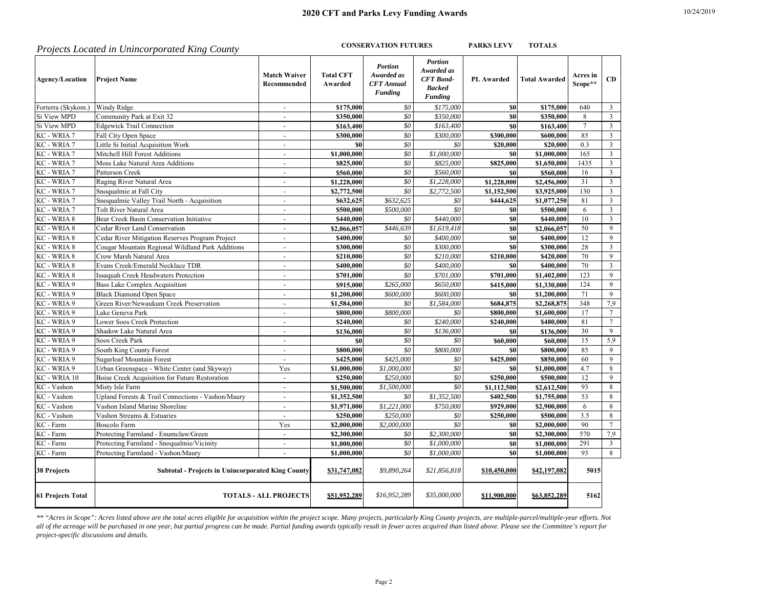## 2020 CFT and Parks Levy Funding Awards

10/24/2019

*Projects Located in Unincorporated King County*

| | | | CONSERVATION FUTURES | | | PARKS LEVY | TOTALS | | |
|---|---|---|---|---|---|---|---|---|---|
| Agency/Location | Project Name | Match Waiver Recommended | Total CFT Awarded | *Portion Awarded as CFT Annual Funding* | *Portion Awarded as CFT Bond-Backed Funding* | PL Awarded | Total Awarded | Acres in Scope** | CD |
| Forterra (Skykom.) | Windy Ridge | - | **$175,000** | *$0* | *$175,000* | **$0** | **$175,000** | 640 | 3 |
| Si View MPD | Community Park at Exit 32 | - | **$350,000** | *$0* | *$350,000* | **$0** | **$350,000** | 8 | 3 |
| Si View MPD | Edgewick Trail Connection | - | **$163,400** | *$0* | *$163,400* | **$0** | **$163,400** | 7 | 3 |
| KC - WRIA 7 | Fall City Open Space | - | **$300,000** | *$0* | *$300,000* | **$300,000** | **$600,000** | 85 | 3 |
| KC - WRIA 7 | Little Si Initial Acquisition Work | - | **$0** | *$0* | *$0* | **$20,000** | **$20,000** | 0.3 | 3 |
| KC - WRIA 7 | Mitchell Hill Forest Additions | - | **$1,000,000** | *$0* | *$1,000,000* | **$0** | **$1,000,000** | 165 | 3 |
| KC - WRIA 7 | Moss Lake Natural Area Additions | - | **$825,000** | *$0* | *$825,000* | **$825,000** | **$1,650,000** | 1435 | 3 |
| KC - WRIA 7 | Patterson Creek | - | **$560,000** | *$0* | *$560,000* | **$0** | **$560,000** | 16 | 3 |
| KC - WRIA 7 | Raging River Natural Area | - | **$1,228,000** | *$0* | *$1,228,000* | **$1,228,000** | **$2,456,000** | 31 | 3 |
| KC - WRIA 7 | Snoqualmie at Fall City | - | **$2,772,500** | *$0* | *$2,772,500* | **$1,152,500** | **$3,925,000** | 130 | 3 |
| KC - WRIA 7 | Snoqualmie Valley Trail North - Acquisition | - | **$632,625** | *$632,625* | *$0* | **$444,625** | **$1,077,250** | 81 | 3 |
| KC - WRIA 7 | Tolt River Natural Area | - | **$500,000** | *$500,000* | *$0* | **$0** | **$500,000** | 6 | 3 |
| KC - WRIA 8 | Bear Creek Basin Conservation Initiative | - | **$440,000** | *$0* | *$440,000* | **$0** | **$440,000** | 10 | 3 |
| KC - WRIA 8 | Cedar River Land Conservation | - | **$2,066,057** | *$446,639* | *$1,619,418* | **$0** | **$2,066,057** | 50 | 9 |
| KC - WRIA 8 | Cedar River Mitigation Reserves Program Project | - | **$400,000** | *$0* | *$400,000* | **$0** | **$400,000** | 12 | 9 |
| KC - WRIA 8 | Cougar Mountain Regional Wildland Park Additions | - | **$300,000** | *$0* | *$300,000* | **$0** | **$300,000** | 28 | 3 |
| KC - WRIA 8 | Crow Marsh Natural Area | - | **$210,000** | *$0* | *$210,000* | **$210,000** | **$420,000** | 70 | 9 |
| KC - WRIA 8 | Evans Creek/Emerald Necklace TDR | - | **$400,000** | *$0* | *$400,000* | **$0** | **$400,000** | 70 | 3 |
| KC - WRIA 8 | Issaquah Creek Headwaters Protection | - | **$701,000** | *$0* | *$701,000* | **$701,000** | **$1,402,000** | 123 | 9 |
| KC - WRIA 9 | Bass Lake Complex Acquisition | - | **$915,000** | *$265,000* | *$650,000* | **$415,000** | **$1,330,000** | 124 | 9 |
| KC - WRIA 9 | Black Diamond Open Space | - | **$1,200,000** | *$600,000* | *$600,000* | **$0** | **$1,200,000** | 71 | 9 |
| KC - WRIA 9 | Green River/Newaukum Creek Preservation | - | **$1,584,000** | *$0* | *$1,584,000* | **$684,875** | **$2,268,875** | 348 | 7,9 |
| KC - WRIA 9 | Lake Geneva Park | - | **$800,000** | *$800,000* | *$0* | **$800,000** | **$1,600,000** | 17 | 7 |
| KC - WRIA 9 | Lower Soos Creek Protection | - | **$240,000** | *$0* | *$240,000* | **$240,000** | **$480,000** | 81 | 7 |
| KC - WRIA 9 | Shadow Lake Natural Area | - | **$136,000** | *$0* | *$136,000* | **$0** | **$136,000** | 30 | 9 |
| KC - WRIA 9 | Soos Creek Park | - | **$0** | *$0* | *$0* | **$60,000** | **$60,000** | 15 | 5,9 |
| KC - WRIA 9 | South King County Forest | - | **$800,000** | *$0* | *$800,000* | **$0** | **$800,000** | 85 | 9 |
| KC - WRIA 9 | Sugarloaf Mountain Forest | - | **$425,000** | *$425,000* | *$0* | **$425,000** | **$850,000** | 60 | 9 |
| KC - WRIA 9 | Urban Greenspace - White Center (and Skyway) | Yes | **$1,000,000** | *$1,000,000* | *$0* | **$0** | **$1,000,000** | 4.7 | 8 |
| KC - WRIA 10 | Boise Creek Acquisition for Future Restoration | - | **$250,000** | *$250,000* | *$0* | **$250,000** | **$500,000** | 12 | 9 |
| KC - Vashon | Misty Isle Farm | - | **$1,500,000** | *$1,500,000* | *$0* | **$1,112,500** | **$2,612,500** | 93 | 8 |
| KC - Vashon | Upland Forests & Trail Connections - Vashon/Maury | - | **$1,352,500** | *$0* | *$1,352,500* | **$402,500** | **$1,755,000** | 53 | 8 |
| KC - Vashon | Vashon Island Marine Shoreline | - | **$1,971,000** | *$1,221,000* | *$750,000* | **$929,000** | **$2,900,000** | 6 | 8 |
| KC - Vashon | Vashon Streams & Estuaries | - | **$250,000** | *$250,000* | *$0* | **$250,000** | **$500,000** | 3.5 | 8 |
| KC - Farm | Boscolo Farm | Yes | **$2,000,000** | *$2,000,000* | *$0* | **$0** | **$2,000,000** | 90 | 7 |
| KC - Farm | Protecting Farmland - Enumclaw/Green | - | **$2,300,000** | *$0* | *$2,300,000* | **$0** | **$2,300,000** | 570 | 7,9 |
| KC - Farm | Protecting Farmland - Snoqualmie/Vicinity | - | **$1,000,000** | *$0* | *$1,000,000* | **$0** | **$1,000,000** | 291 | 3 |
| KC - Farm | Protecting Farmland - Vashon/Maury | - | **$1,000,000** | *$0* | *$1,000,000* | **$0** | **$1,000,000** | 93 | 8 |
| **38 Projects** | **Subtotal - Projects in Unincorporated King County** | | **$31,747,082** | *$9,890,264* | *$21,856,818* | **$10,450,000** | **$42,197,082** | **5015** | |
| **61 Projects Total** | **TOTALS - ALL PROJECTS** | | **$51,952,289** | *$16,952,289* | *$35,000,000* | **$11,900,000** | **$63,852,289** | **5162** | |

*\*\* "Acres in Scope": Acres listed above are the total acres eligible for acquisition within the project scope. Many projects, particularly King County projects, are multiple-parcel/multiple-year efforts. Not all of the acreage will be purchased in one year, but partial progress can be made. Partial funding awards typically result in fewer acres acquired than listed above. Please see the Committee's report for project-specific discussions and details.*